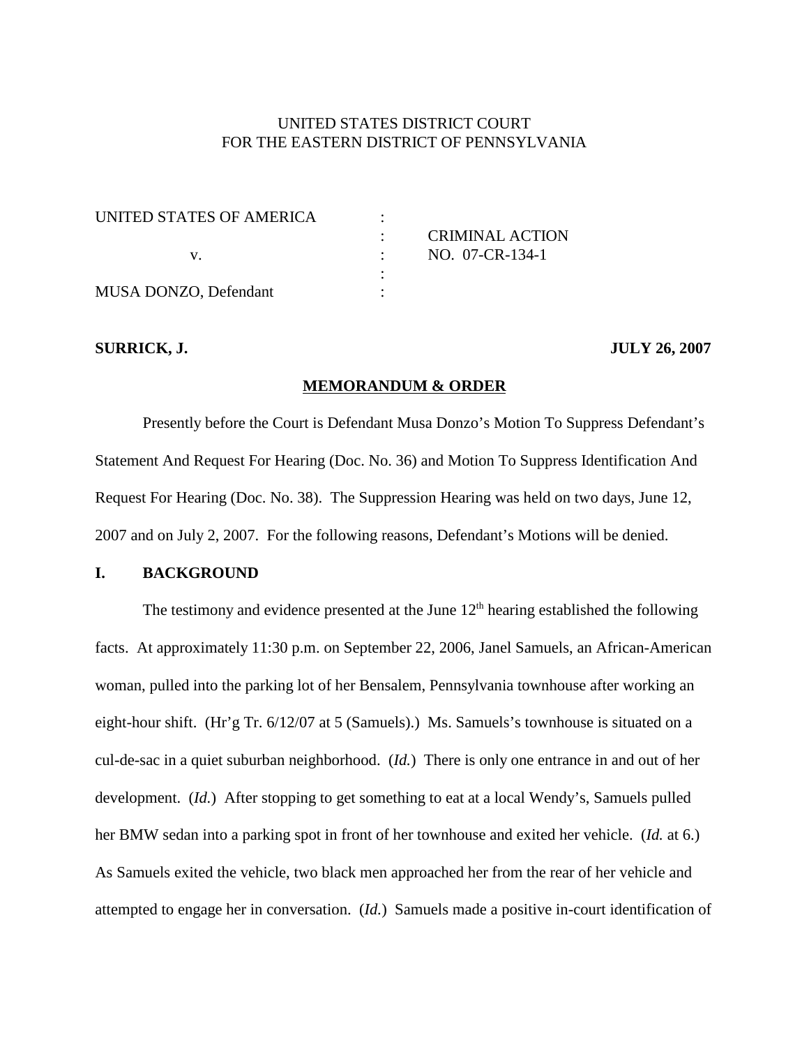UNITED STATES DISTRICT COURT
FOR THE EASTERN DISTRICT OF PENNSYLVANIA

| | | |
|---|---|---|
| UNITED STATES OF AMERICA | : | |
| | : | CRIMINAL ACTION |
| v. | : | NO. 07-CR-134-1 |
| | : | |
| MUSA DONZO, Defendant | : | |

**SURRICK, J.** **JULY 26, 2007**

## MEMORANDUM & ORDER

Presently before the Court is Defendant Musa Donzo's Motion To Suppress Defendant's Statement And Request For Hearing (Doc. No. 36) and Motion To Suppress Identification And Request For Hearing (Doc. No. 38). The Suppression Hearing was held on two days, June 12, 2007 and on July 2, 2007. For the following reasons, Defendant's Motions will be denied.

## I. BACKGROUND

The testimony and evidence presented at the June 12th hearing established the following facts. At approximately 11:30 p.m. on September 22, 2006, Janel Samuels, an African-American woman, pulled into the parking lot of her Bensalem, Pennsylvania townhouse after working an eight-hour shift. (Hr'g Tr. 6/12/07 at 5 (Samuels).) Ms. Samuels's townhouse is situated on a cul-de-sac in a quiet suburban neighborhood. (*Id.*) There is only one entrance in and out of her development. (*Id.*) After stopping to get something to eat at a local Wendy's, Samuels pulled her BMW sedan into a parking spot in front of her townhouse and exited her vehicle. (*Id.* at 6.) As Samuels exited the vehicle, two black men approached her from the rear of her vehicle and attempted to engage her in conversation. (*Id.*) Samuels made a positive in-court identification of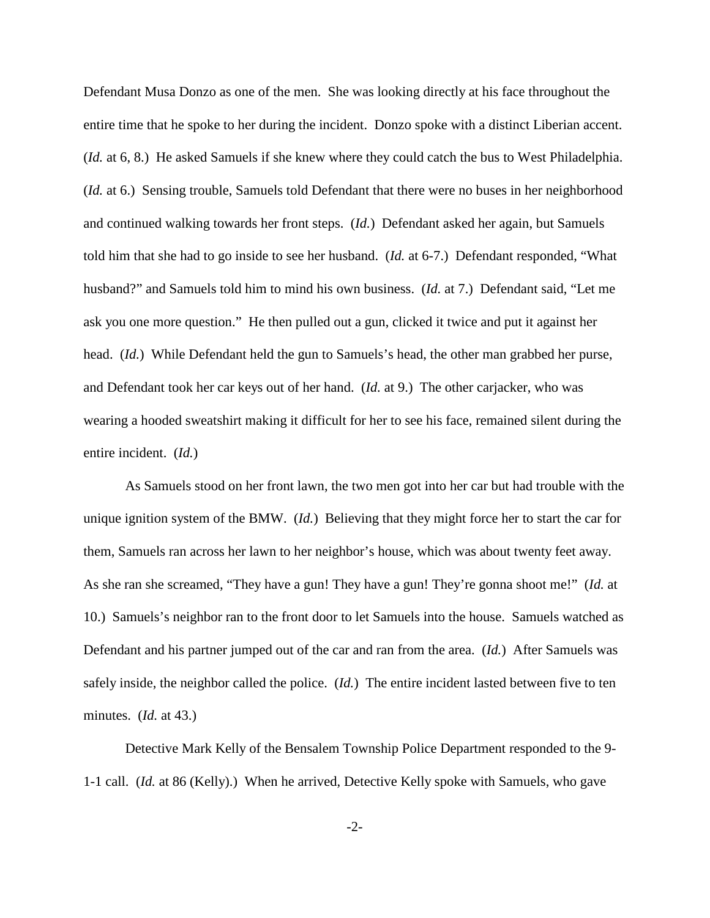Defendant Musa Donzo as one of the men. She was looking directly at his face throughout the entire time that he spoke to her during the incident. Donzo spoke with a distinct Liberian accent. (*Id.* at 6, 8.) He asked Samuels if she knew where they could catch the bus to West Philadelphia. (*Id.* at 6.) Sensing trouble, Samuels told Defendant that there were no buses in her neighborhood and continued walking towards her front steps. (*Id.*) Defendant asked her again, but Samuels told him that she had to go inside to see her husband. (*Id.* at 6-7.) Defendant responded, "What husband?" and Samuels told him to mind his own business. (*Id.* at 7.) Defendant said, "Let me ask you one more question." He then pulled out a gun, clicked it twice and put it against her head. (*Id.*) While Defendant held the gun to Samuels's head, the other man grabbed her purse, and Defendant took her car keys out of her hand. (*Id.* at 9.) The other carjacker, who was wearing a hooded sweatshirt making it difficult for her to see his face, remained silent during the entire incident. (*Id.*)

As Samuels stood on her front lawn, the two men got into her car but had trouble with the unique ignition system of the BMW. (*Id.*) Believing that they might force her to start the car for them, Samuels ran across her lawn to her neighbor's house, which was about twenty feet away. As she ran she screamed, "They have a gun! They have a gun! They're gonna shoot me!" (*Id.* at 10.) Samuels's neighbor ran to the front door to let Samuels into the house. Samuels watched as Defendant and his partner jumped out of the car and ran from the area. (*Id.*) After Samuels was safely inside, the neighbor called the police. (*Id.*) The entire incident lasted between five to ten minutes. (*Id.* at 43.)

Detective Mark Kelly of the Bensalem Township Police Department responded to the 9-1-1 call. (*Id.* at 86 (Kelly).) When he arrived, Detective Kelly spoke with Samuels, who gave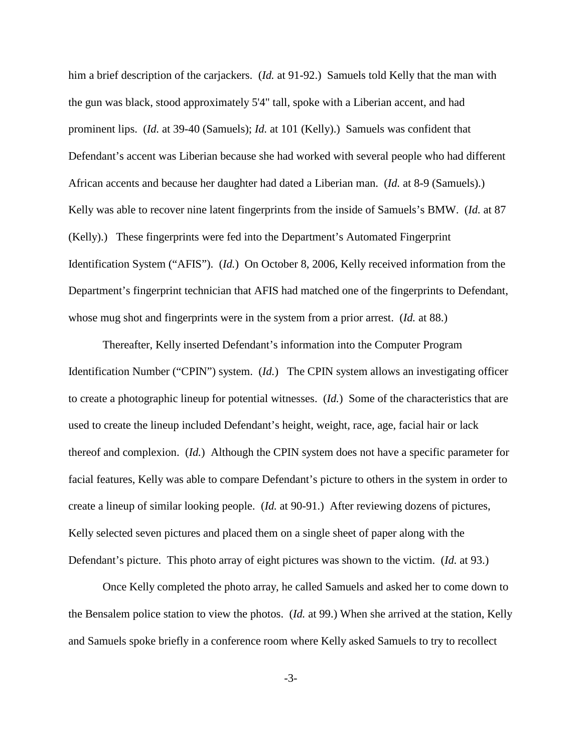him a brief description of the carjackers. (*Id.* at 91-92.) Samuels told Kelly that the man with the gun was black, stood approximately 5'4" tall, spoke with a Liberian accent, and had prominent lips. (*Id.* at 39-40 (Samuels); *Id.* at 101 (Kelly).) Samuels was confident that Defendant's accent was Liberian because she had worked with several people who had different African accents and because her daughter had dated a Liberian man. (*Id.* at 8-9 (Samuels).) Kelly was able to recover nine latent fingerprints from the inside of Samuels's BMW. (*Id.* at 87 (Kelly).) These fingerprints were fed into the Department's Automated Fingerprint Identification System ("AFIS"). (*Id.*) On October 8, 2006, Kelly received information from the Department's fingerprint technician that AFIS had matched one of the fingerprints to Defendant, whose mug shot and fingerprints were in the system from a prior arrest. (*Id.* at 88.)

Thereafter, Kelly inserted Defendant's information into the Computer Program Identification Number ("CPIN") system. (*Id.*) The CPIN system allows an investigating officer to create a photographic lineup for potential witnesses. (*Id.*) Some of the characteristics that are used to create the lineup included Defendant's height, weight, race, age, facial hair or lack thereof and complexion. (*Id.*) Although the CPIN system does not have a specific parameter for facial features, Kelly was able to compare Defendant's picture to others in the system in order to create a lineup of similar looking people. (*Id.* at 90-91.) After reviewing dozens of pictures, Kelly selected seven pictures and placed them on a single sheet of paper along with the Defendant's picture. This photo array of eight pictures was shown to the victim. (*Id.* at 93.)

Once Kelly completed the photo array, he called Samuels and asked her to come down to the Bensalem police station to view the photos. (*Id.* at 99.) When she arrived at the station, Kelly and Samuels spoke briefly in a conference room where Kelly asked Samuels to try to recollect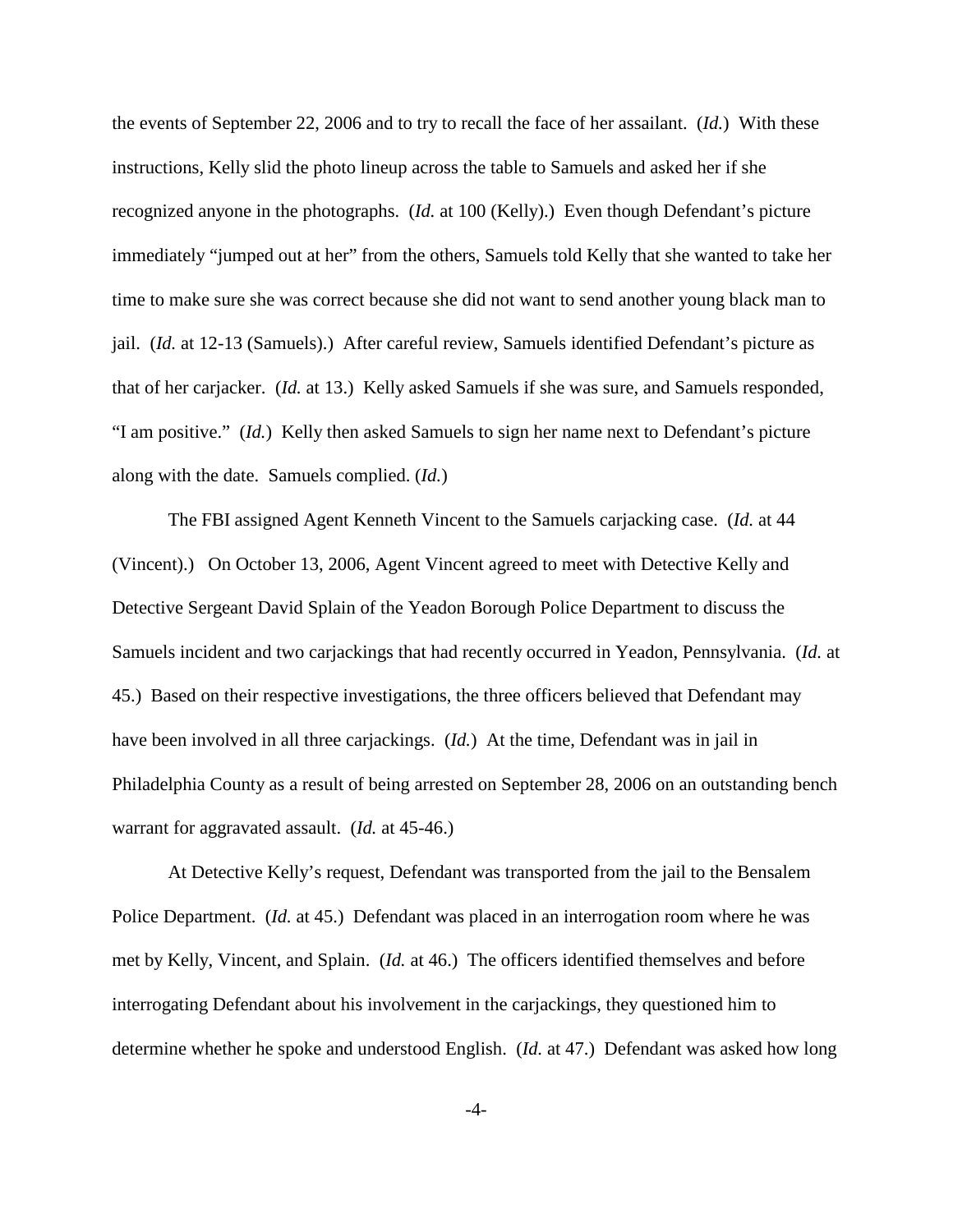the events of September 22, 2006 and to try to recall the face of her assailant. (*Id.*) With these instructions, Kelly slid the photo lineup across the table to Samuels and asked her if she recognized anyone in the photographs. (*Id.* at 100 (Kelly).) Even though Defendant's picture immediately "jumped out at her" from the others, Samuels told Kelly that she wanted to take her time to make sure she was correct because she did not want to send another young black man to jail. (*Id.* at 12-13 (Samuels).) After careful review, Samuels identified Defendant's picture as that of her carjacker. (*Id.* at 13.) Kelly asked Samuels if she was sure, and Samuels responded, "I am positive." (*Id.*) Kelly then asked Samuels to sign her name next to Defendant's picture along with the date. Samuels complied. (*Id.*)

The FBI assigned Agent Kenneth Vincent to the Samuels carjacking case. (*Id.* at 44 (Vincent).) On October 13, 2006, Agent Vincent agreed to meet with Detective Kelly and Detective Sergeant David Splain of the Yeadon Borough Police Department to discuss the Samuels incident and two carjackings that had recently occurred in Yeadon, Pennsylvania. (*Id.* at 45.) Based on their respective investigations, the three officers believed that Defendant may have been involved in all three carjackings. (*Id.*) At the time, Defendant was in jail in Philadelphia County as a result of being arrested on September 28, 2006 on an outstanding bench warrant for aggravated assault. (*Id.* at 45-46.)

At Detective Kelly's request, Defendant was transported from the jail to the Bensalem Police Department. (*Id.* at 45.) Defendant was placed in an interrogation room where he was met by Kelly, Vincent, and Splain. (*Id.* at 46.) The officers identified themselves and before interrogating Defendant about his involvement in the carjackings, they questioned him to determine whether he spoke and understood English. (*Id.* at 47.) Defendant was asked how long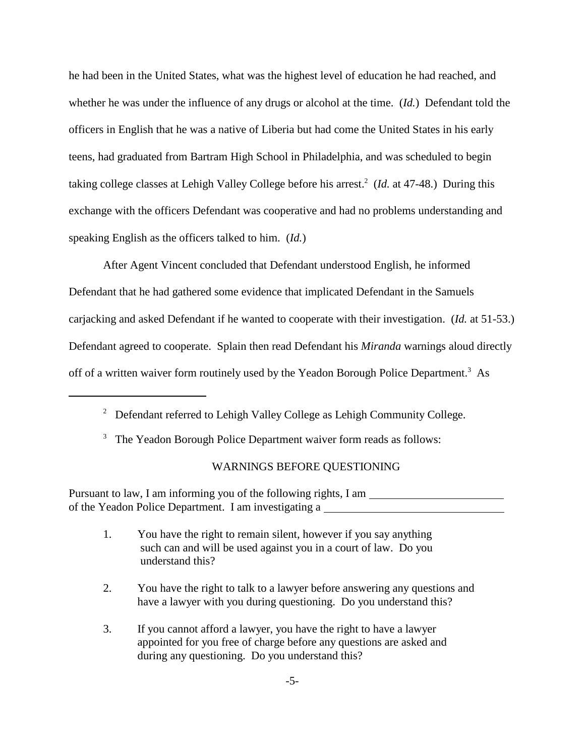he had been in the United States, what was the highest level of education he had reached, and whether he was under the influence of any drugs or alcohol at the time. (*Id.*) Defendant told the officers in English that he was a native of Liberia but had come the United States in his early teens, had graduated from Bartram High School in Philadelphia, and was scheduled to begin taking college classes at Lehigh Valley College before his arrest.[2] (*Id.* at 47-48.) During this exchange with the officers Defendant was cooperative and had no problems understanding and speaking English as the officers talked to him. (*Id.*)

After Agent Vincent concluded that Defendant understood English, he informed Defendant that he had gathered some evidence that implicated Defendant in the Samuels carjacking and asked Defendant if he wanted to cooperate with their investigation. (*Id.* at 51-53.) Defendant agreed to cooperate. Splain then read Defendant his *Miranda* warnings aloud directly off of a written waiver form routinely used by the Yeadon Borough Police Department.[3] As

---

[2] Defendant referred to Lehigh Valley College as Lehigh Community College.

[3] The Yeadon Borough Police Department waiver form reads as follows:

WARNINGS BEFORE QUESTIONING

Pursuant to law, I am informing you of the following rights, I am \_\_\_\_\_\_\_\_\_\_\_\_\_\_\_\_\_\_\_\_\_\_\_\_ of the Yeadon Police Department. I am investigating a \_\_\_\_\_\_\_\_\_\_\_\_\_\_\_\_\_\_\_\_\_\_\_\_\_\_\_\_\_\_\_\_

1. You have the right to remain silent, however if you say anything such can and will be used against you in a court of law. Do you understand this?

2. You have the right to talk to a lawyer before answering any questions and have a lawyer with you during questioning. Do you understand this?

3. If you cannot afford a lawyer, you have the right to have a lawyer appointed for you free of charge before any questions are asked and during any questioning. Do you understand this?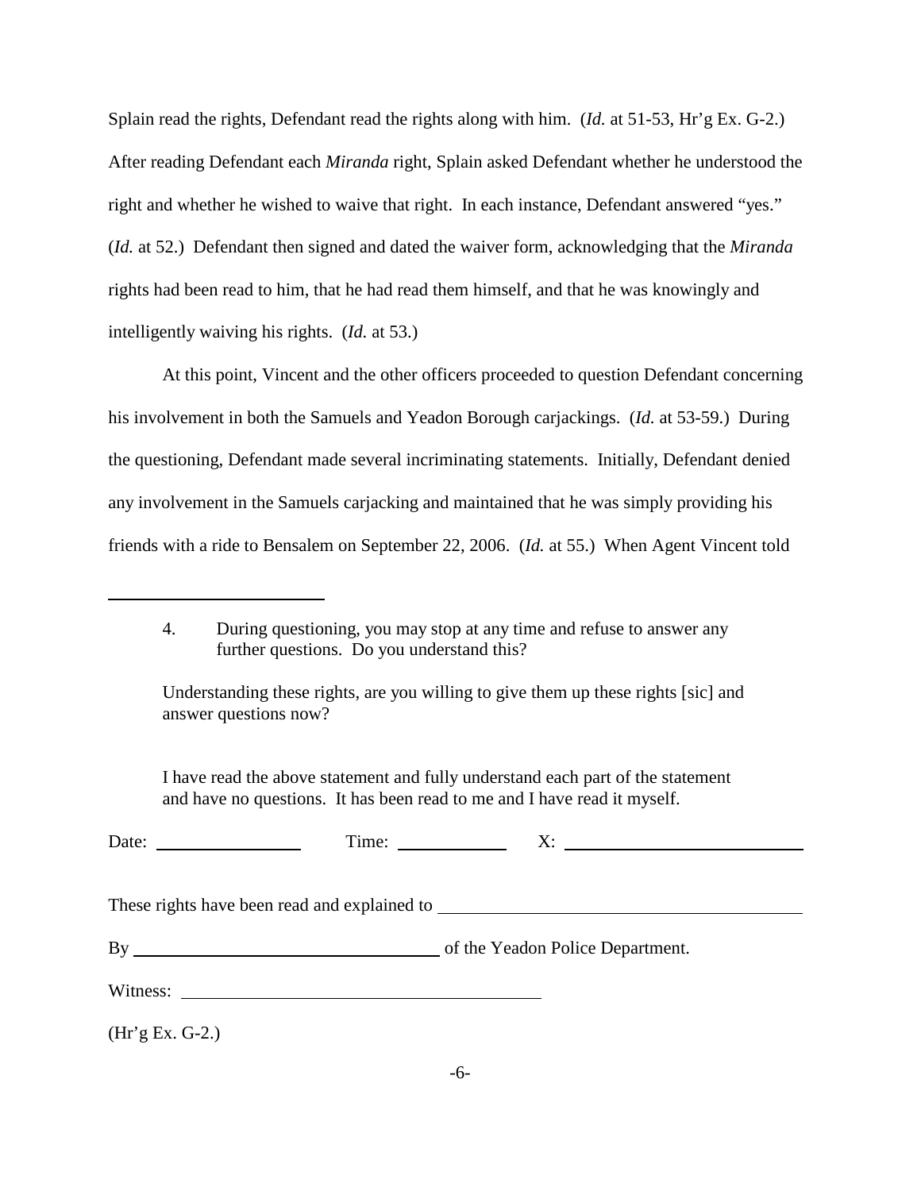Splain read the rights, Defendant read the rights along with him. (*Id.* at 51-53, Hr'g Ex. G-2.) After reading Defendant each *Miranda* right, Splain asked Defendant whether he understood the right and whether he wished to waive that right. In each instance, Defendant answered "yes." (*Id.* at 52.) Defendant then signed and dated the waiver form, acknowledging that the *Miranda* rights had been read to him, that he had read them himself, and that he was knowingly and intelligently waiving his rights. (*Id.* at 53.)

At this point, Vincent and the other officers proceeded to question Defendant concerning his involvement in both the Samuels and Yeadon Borough carjackings. (*Id.* at 53-59.) During the questioning, Defendant made several incriminating statements. Initially, Defendant denied any involvement in the Samuels carjacking and maintained that he was simply providing his friends with a ride to Bensalem on September 22, 2006. (*Id.* at 55.) When Agent Vincent told

---

> 4. During questioning, you may stop at any time and refuse to answer any further questions. Do you understand this?
>
> Understanding these rights, are you willing to give them up these rights [sic] and answer questions now?
>
> I have read the above statement and fully understand each part of the statement and have no questions. It has been read to me and I have read it myself.

Date: ________________ Time: ____________ X: ___________________________

These rights have been read and explained to ________________________________________

By __________________________________ of the Yeadon Police Department.

Witness: ________________________________________

(Hr'g Ex. G-2.)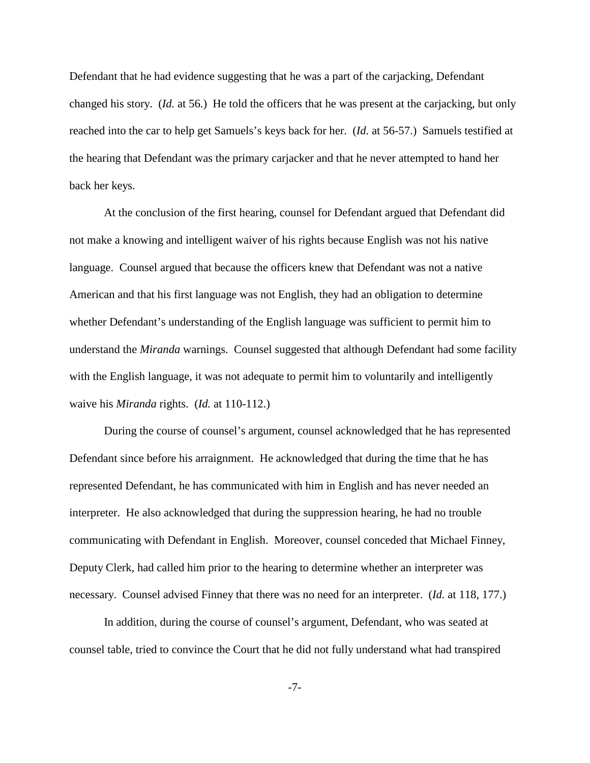Defendant that he had evidence suggesting that he was a part of the carjacking, Defendant changed his story. (*Id.* at 56.) He told the officers that he was present at the carjacking, but only reached into the car to help get Samuels's keys back for her. (*Id.* at 56-57.) Samuels testified at the hearing that Defendant was the primary carjacker and that he never attempted to hand her back her keys.

At the conclusion of the first hearing, counsel for Defendant argued that Defendant did not make a knowing and intelligent waiver of his rights because English was not his native language. Counsel argued that because the officers knew that Defendant was not a native American and that his first language was not English, they had an obligation to determine whether Defendant's understanding of the English language was sufficient to permit him to understand the *Miranda* warnings. Counsel suggested that although Defendant had some facility with the English language, it was not adequate to permit him to voluntarily and intelligently waive his *Miranda* rights. (*Id.* at 110-112.)

During the course of counsel's argument, counsel acknowledged that he has represented Defendant since before his arraignment. He acknowledged that during the time that he has represented Defendant, he has communicated with him in English and has never needed an interpreter. He also acknowledged that during the suppression hearing, he had no trouble communicating with Defendant in English. Moreover, counsel conceded that Michael Finney, Deputy Clerk, had called him prior to the hearing to determine whether an interpreter was necessary. Counsel advised Finney that there was no need for an interpreter. (*Id.* at 118, 177.)

In addition, during the course of counsel's argument, Defendant, who was seated at counsel table, tried to convince the Court that he did not fully understand what had transpired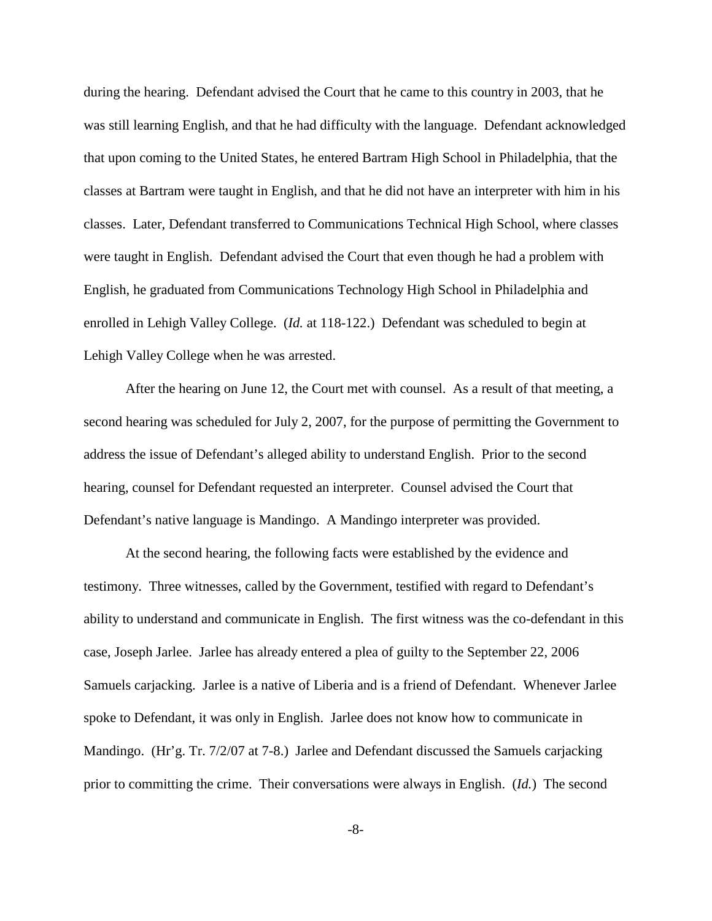during the hearing. Defendant advised the Court that he came to this country in 2003, that he was still learning English, and that he had difficulty with the language. Defendant acknowledged that upon coming to the United States, he entered Bartram High School in Philadelphia, that the classes at Bartram were taught in English, and that he did not have an interpreter with him in his classes. Later, Defendant transferred to Communications Technical High School, where classes were taught in English. Defendant advised the Court that even though he had a problem with English, he graduated from Communications Technology High School in Philadelphia and enrolled in Lehigh Valley College. (*Id.* at 118-122.) Defendant was scheduled to begin at Lehigh Valley College when he was arrested.

After the hearing on June 12, the Court met with counsel. As a result of that meeting, a second hearing was scheduled for July 2, 2007, for the purpose of permitting the Government to address the issue of Defendant's alleged ability to understand English. Prior to the second hearing, counsel for Defendant requested an interpreter. Counsel advised the Court that Defendant's native language is Mandingo. A Mandingo interpreter was provided.

At the second hearing, the following facts were established by the evidence and testimony. Three witnesses, called by the Government, testified with regard to Defendant's ability to understand and communicate in English. The first witness was the co-defendant in this case, Joseph Jarlee. Jarlee has already entered a plea of guilty to the September 22, 2006 Samuels carjacking. Jarlee is a native of Liberia and is a friend of Defendant. Whenever Jarlee spoke to Defendant, it was only in English. Jarlee does not know how to communicate in Mandingo. (Hr'g. Tr. 7/2/07 at 7-8.) Jarlee and Defendant discussed the Samuels carjacking prior to committing the crime. Their conversations were always in English. (*Id.*) The second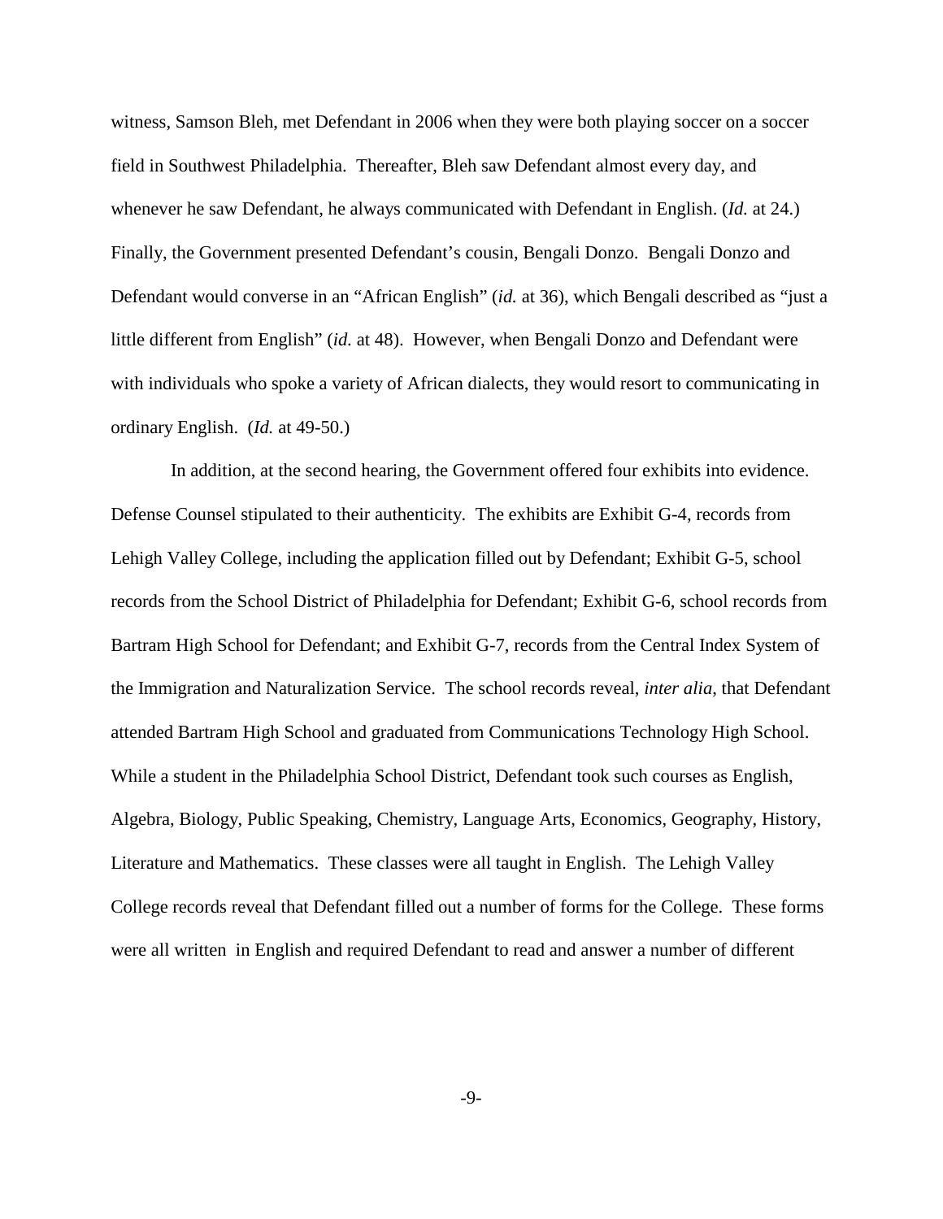witness, Samson Bleh, met Defendant in 2006 when they were both playing soccer on a soccer field in Southwest Philadelphia. Thereafter, Bleh saw Defendant almost every day, and whenever he saw Defendant, he always communicated with Defendant in English. (*Id.* at 24.) Finally, the Government presented Defendant's cousin, Bengali Donzo. Bengali Donzo and Defendant would converse in an "African English" (*id.* at 36), which Bengali described as "just a little different from English" (*id.* at 48). However, when Bengali Donzo and Defendant were with individuals who spoke a variety of African dialects, they would resort to communicating in ordinary English. (*Id.* at 49-50.)

In addition, at the second hearing, the Government offered four exhibits into evidence. Defense Counsel stipulated to their authenticity. The exhibits are Exhibit G-4, records from Lehigh Valley College, including the application filled out by Defendant; Exhibit G-5, school records from the School District of Philadelphia for Defendant; Exhibit G-6, school records from Bartram High School for Defendant; and Exhibit G-7, records from the Central Index System of the Immigration and Naturalization Service. The school records reveal, *inter alia*, that Defendant attended Bartram High School and graduated from Communications Technology High School. While a student in the Philadelphia School District, Defendant took such courses as English, Algebra, Biology, Public Speaking, Chemistry, Language Arts, Economics, Geography, History, Literature and Mathematics. These classes were all taught in English. The Lehigh Valley College records reveal that Defendant filled out a number of forms for the College. These forms were all written in English and required Defendant to read and answer a number of different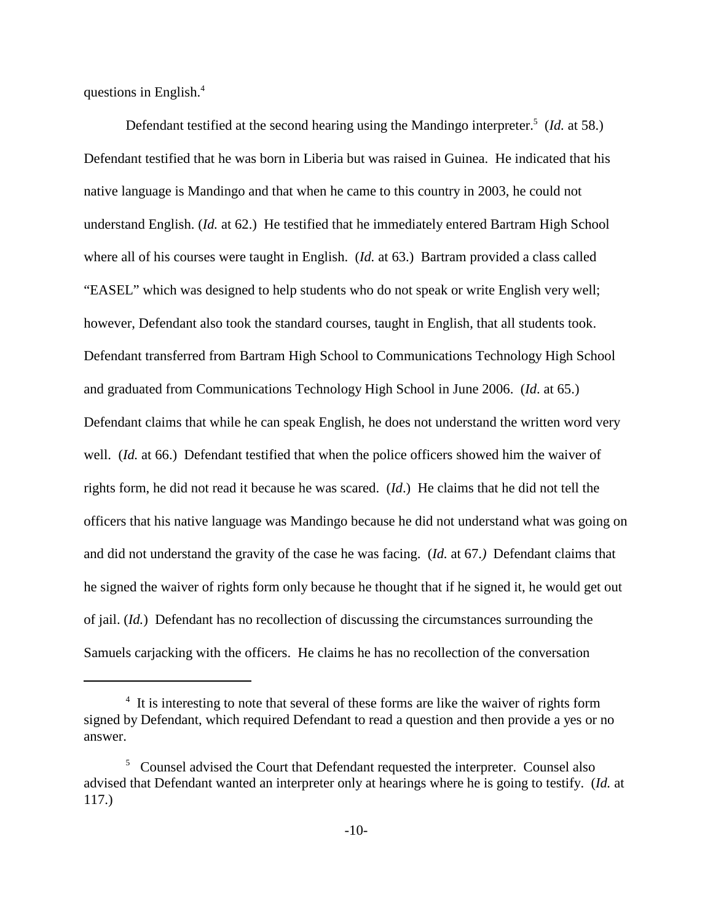questions in English.[4]

Defendant testified at the second hearing using the Mandingo interpreter.[5] (*Id.* at 58.) Defendant testified that he was born in Liberia but was raised in Guinea. He indicated that his native language is Mandingo and that when he came to this country in 2003, he could not understand English. (*Id.* at 62.) He testified that he immediately entered Bartram High School where all of his courses were taught in English. (*Id.* at 63.) Bartram provided a class called "EASEL" which was designed to help students who do not speak or write English very well; however, Defendant also took the standard courses, taught in English, that all students took. Defendant transferred from Bartram High School to Communications Technology High School and graduated from Communications Technology High School in June 2006. (*Id*. at 65.) Defendant claims that while he can speak English, he does not understand the written word very well. (*Id.* at 66.) Defendant testified that when the police officers showed him the waiver of rights form, he did not read it because he was scared. (*Id*.) He claims that he did not tell the officers that his native language was Mandingo because he did not understand what was going on and did not understand the gravity of the case he was facing. (*Id.* at 67.) Defendant claims that he signed the waiver of rights form only because he thought that if he signed it, he would get out of jail. (*Id.*) Defendant has no recollection of discussing the circumstances surrounding the Samuels carjacking with the officers. He claims he has no recollection of the conversation

---

[4] It is interesting to note that several of these forms are like the waiver of rights form signed by Defendant, which required Defendant to read a question and then provide a yes or no answer.

[5] Counsel advised the Court that Defendant requested the interpreter. Counsel also advised that Defendant wanted an interpreter only at hearings where he is going to testify. (*Id.* at 117.)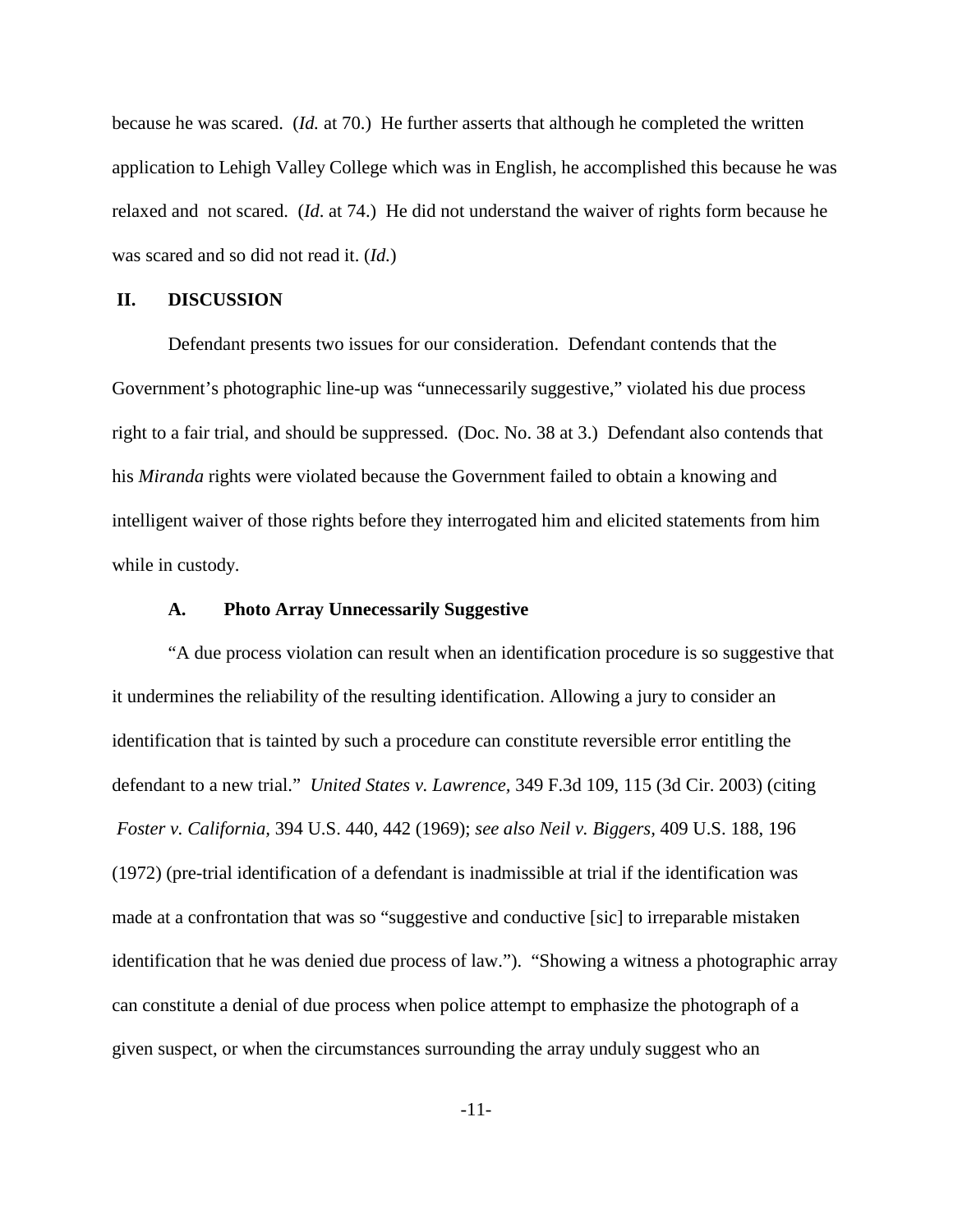because he was scared. (*Id.* at 70.) He further asserts that although he completed the written application to Lehigh Valley College which was in English, he accomplished this because he was relaxed and not scared. (*Id*. at 74.) He did not understand the waiver of rights form because he was scared and so did not read it. (*Id.*)

## II. DISCUSSION

Defendant presents two issues for our consideration. Defendant contends that the Government's photographic line-up was "unnecessarily suggestive," violated his due process right to a fair trial, and should be suppressed. (Doc. No. 38 at 3.) Defendant also contends that his *Miranda* rights were violated because the Government failed to obtain a knowing and intelligent waiver of those rights before they interrogated him and elicited statements from him while in custody.

### A. Photo Array Unnecessarily Suggestive

"A due process violation can result when an identification procedure is so suggestive that it undermines the reliability of the resulting identification. Allowing a jury to consider an identification that is tainted by such a procedure can constitute reversible error entitling the defendant to a new trial." *United States v. Lawrence*, 349 F.3d 109, 115 (3d Cir. 2003) (citing *Foster v. California*, 394 U.S. 440, 442 (1969); *see also Neil v. Biggers*, 409 U.S. 188, 196 (1972) (pre-trial identification of a defendant is inadmissible at trial if the identification was made at a confrontation that was so "suggestive and conductive [sic] to irreparable mistaken identification that he was denied due process of law."). "Showing a witness a photographic array can constitute a denial of due process when police attempt to emphasize the photograph of a given suspect, or when the circumstances surrounding the array unduly suggest who an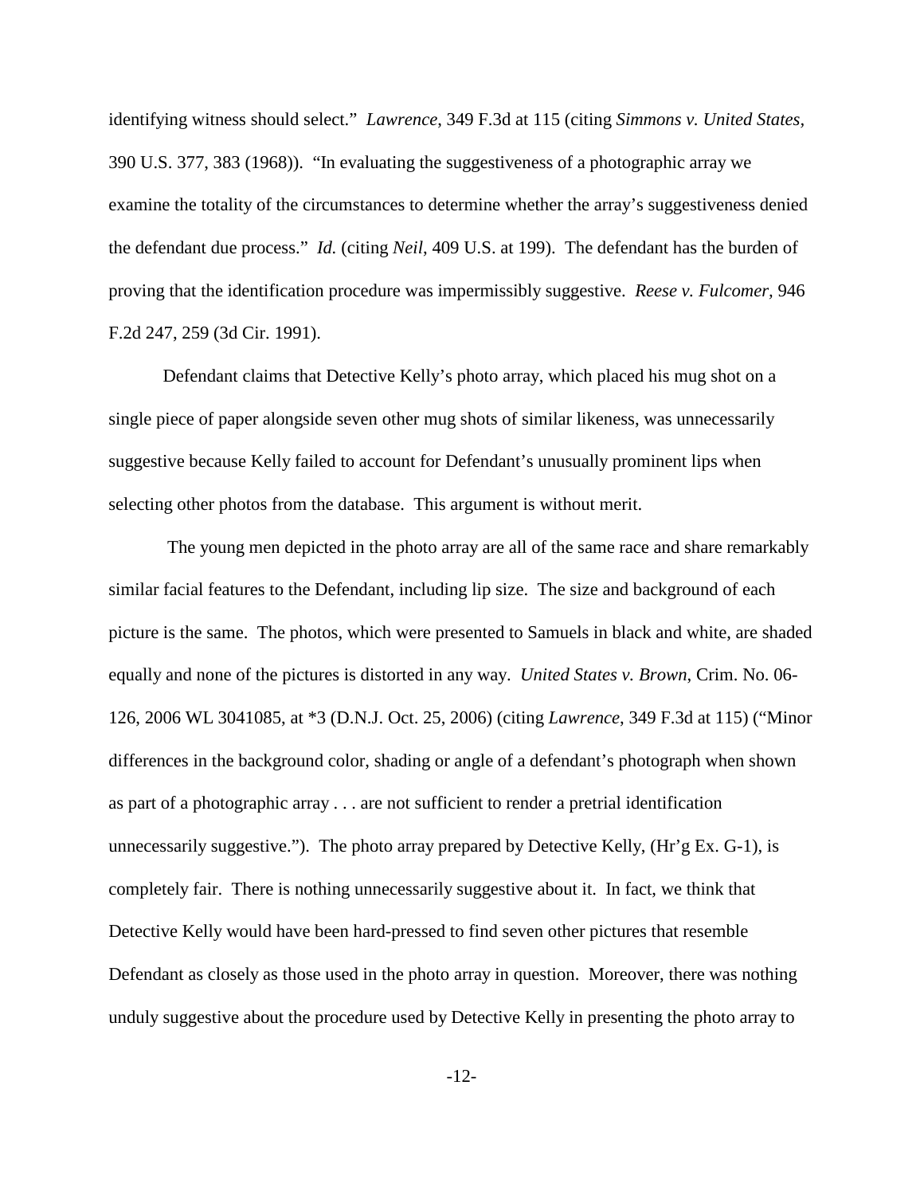identifying witness should select." *Lawrence*, 349 F.3d at 115 (citing *Simmons v. United States*, 390 U.S. 377, 383 (1968)). "In evaluating the suggestiveness of a photographic array we examine the totality of the circumstances to determine whether the array's suggestiveness denied the defendant due process." *Id.* (citing *Neil*, 409 U.S. at 199). The defendant has the burden of proving that the identification procedure was impermissibly suggestive. *Reese v. Fulcomer*, 946 F.2d 247, 259 (3d Cir. 1991).

Defendant claims that Detective Kelly's photo array, which placed his mug shot on a single piece of paper alongside seven other mug shots of similar likeness, was unnecessarily suggestive because Kelly failed to account for Defendant's unusually prominent lips when selecting other photos from the database. This argument is without merit.

The young men depicted in the photo array are all of the same race and share remarkably similar facial features to the Defendant, including lip size. The size and background of each picture is the same. The photos, which were presented to Samuels in black and white, are shaded equally and none of the pictures is distorted in any way. *United States v. Brown*, Crim. No. 06-126, 2006 WL 3041085, at *3 (D.N.J. Oct. 25, 2006) (citing *Lawrence*, 349 F.3d at 115) ("Minor differences in the background color, shading or angle of a defendant's photograph when shown as part of a photographic array . . . are not sufficient to render a pretrial identification unnecessarily suggestive."). The photo array prepared by Detective Kelly, (Hr'g Ex. G-1), is completely fair. There is nothing unnecessarily suggestive about it. In fact, we think that Detective Kelly would have been hard-pressed to find seven other pictures that resemble Defendant as closely as those used in the photo array in question. Moreover, there was nothing unduly suggestive about the procedure used by Detective Kelly in presenting the photo array to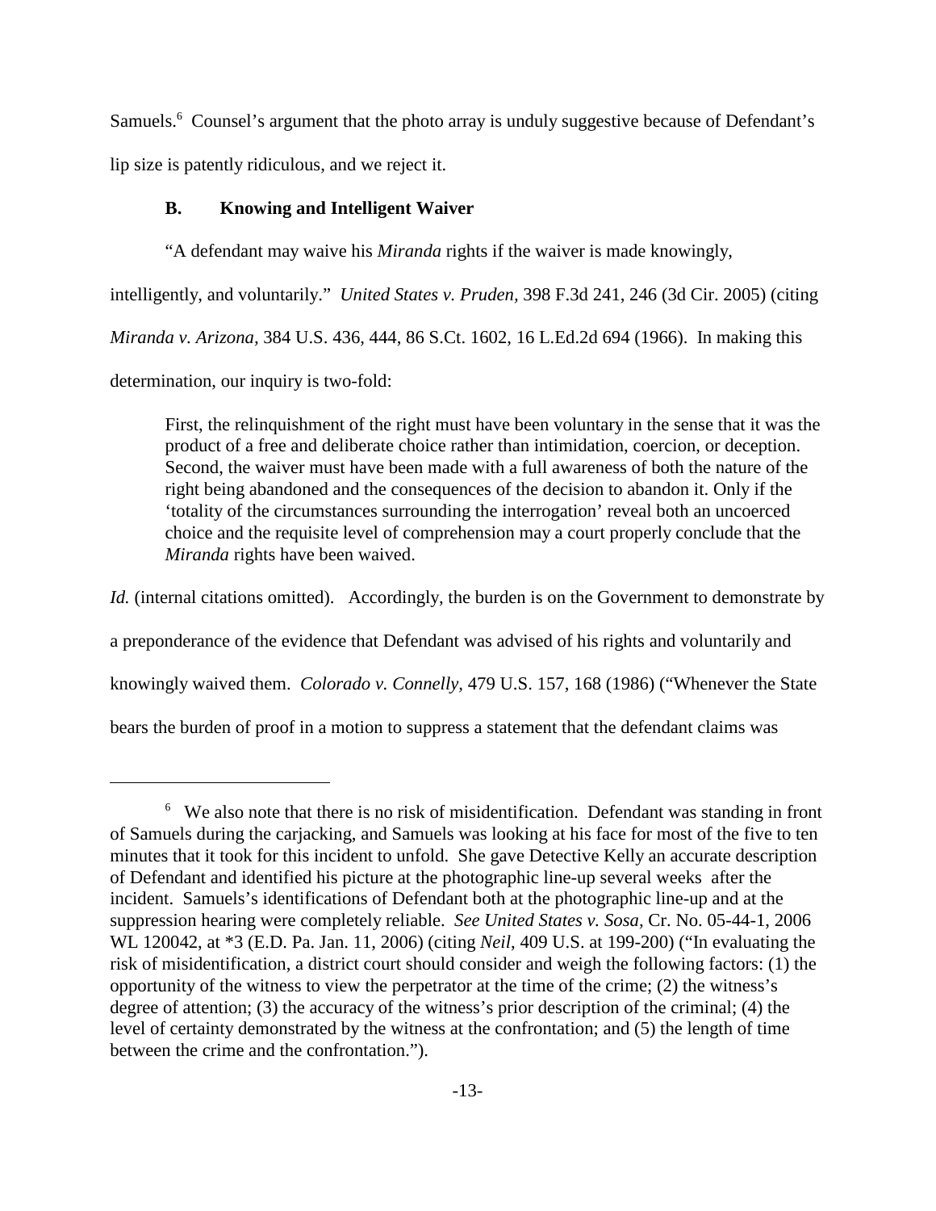Samuels.[6] Counsel's argument that the photo array is unduly suggestive because of Defendant's lip size is patently ridiculous, and we reject it.

### B. Knowing and Intelligent Waiver

"A defendant may waive his *Miranda* rights if the waiver is made knowingly, intelligently, and voluntarily." *United States v. Pruden*, 398 F.3d 241, 246 (3d Cir. 2005) (citing *Miranda v. Arizona*, 384 U.S. 436, 444, 86 S.Ct. 1602, 16 L.Ed.2d 694 (1966). In making this determination, our inquiry is two-fold:

> First, the relinquishment of the right must have been voluntary in the sense that it was the product of a free and deliberate choice rather than intimidation, coercion, or deception. Second, the waiver must have been made with a full awareness of both the nature of the right being abandoned and the consequences of the decision to abandon it. Only if the 'totality of the circumstances surrounding the interrogation' reveal both an uncoerced choice and the requisite level of comprehension may a court properly conclude that the *Miranda* rights have been waived.

*Id.* (internal citations omitted). Accordingly, the burden is on the Government to demonstrate by a preponderance of the evidence that Defendant was advised of his rights and voluntarily and knowingly waived them. *Colorado v. Connelly*, 479 U.S. 157, 168 (1986) ("Whenever the State bears the burden of proof in a motion to suppress a statement that the defendant claims was

---

[6] We also note that there is no risk of misidentification. Defendant was standing in front of Samuels during the carjacking, and Samuels was looking at his face for most of the five to ten minutes that it took for this incident to unfold. She gave Detective Kelly an accurate description of Defendant and identified his picture at the photographic line-up several weeks after the incident. Samuels's identifications of Defendant both at the photographic line-up and at the suppression hearing were completely reliable. *See United States v. Sosa*, Cr. No. 05-44-1, 2006 WL 120042, at *3 (E.D. Pa. Jan. 11, 2006) (citing *Neil*, 409 U.S. at 199-200) ("In evaluating the risk of misidentification, a district court should consider and weigh the following factors: (1) the opportunity of the witness to view the perpetrator at the time of the crime; (2) the witness's degree of attention; (3) the accuracy of the witness's prior description of the criminal; (4) the level of certainty demonstrated by the witness at the confrontation; and (5) the length of time between the crime and the confrontation.").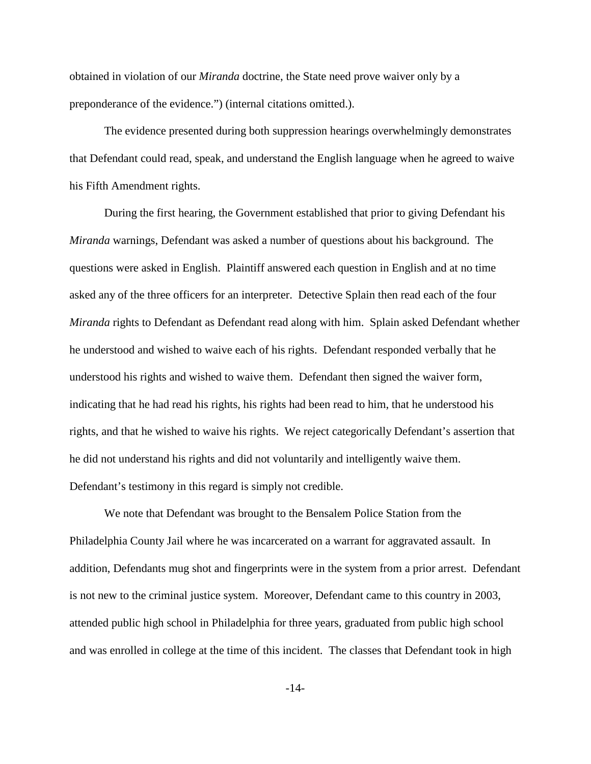obtained in violation of our *Miranda* doctrine, the State need prove waiver only by a preponderance of the evidence.") (internal citations omitted.).

The evidence presented during both suppression hearings overwhelmingly demonstrates that Defendant could read, speak, and understand the English language when he agreed to waive his Fifth Amendment rights.

During the first hearing, the Government established that prior to giving Defendant his *Miranda* warnings, Defendant was asked a number of questions about his background. The questions were asked in English. Plaintiff answered each question in English and at no time asked any of the three officers for an interpreter. Detective Splain then read each of the four *Miranda* rights to Defendant as Defendant read along with him. Splain asked Defendant whether he understood and wished to waive each of his rights. Defendant responded verbally that he understood his rights and wished to waive them. Defendant then signed the waiver form, indicating that he had read his rights, his rights had been read to him, that he understood his rights, and that he wished to waive his rights. We reject categorically Defendant's assertion that he did not understand his rights and did not voluntarily and intelligently waive them. Defendant's testimony in this regard is simply not credible.

We note that Defendant was brought to the Bensalem Police Station from the Philadelphia County Jail where he was incarcerated on a warrant for aggravated assault. In addition, Defendants mug shot and fingerprints were in the system from a prior arrest. Defendant is not new to the criminal justice system. Moreover, Defendant came to this country in 2003, attended public high school in Philadelphia for three years, graduated from public high school and was enrolled in college at the time of this incident. The classes that Defendant took in high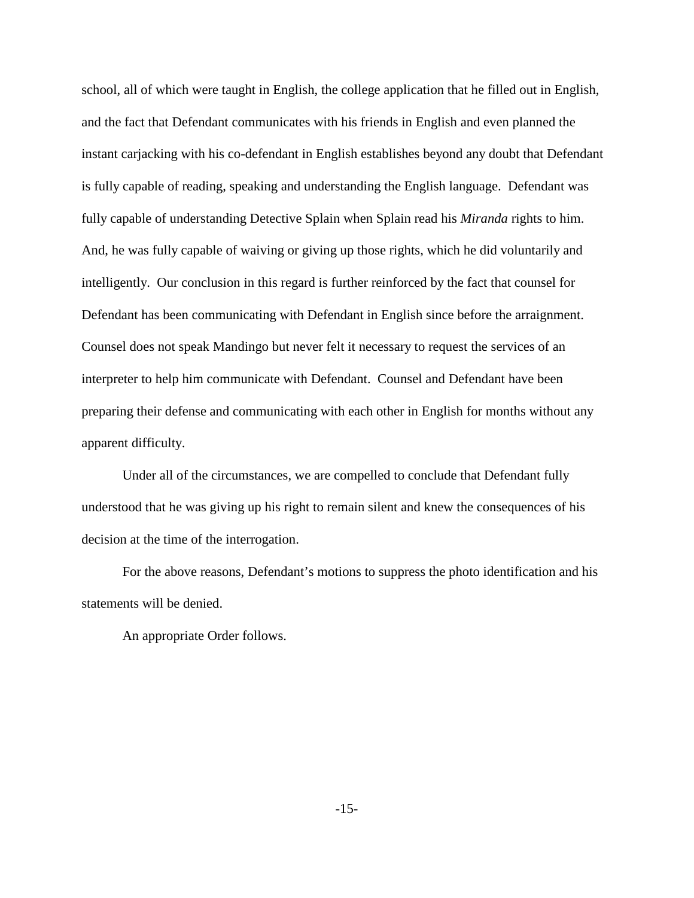school, all of which were taught in English, the college application that he filled out in English, and the fact that Defendant communicates with his friends in English and even planned the instant carjacking with his co-defendant in English establishes beyond any doubt that Defendant is fully capable of reading, speaking and understanding the English language. Defendant was fully capable of understanding Detective Splain when Splain read his *Miranda* rights to him. And, he was fully capable of waiving or giving up those rights, which he did voluntarily and intelligently. Our conclusion in this regard is further reinforced by the fact that counsel for Defendant has been communicating with Defendant in English since before the arraignment. Counsel does not speak Mandingo but never felt it necessary to request the services of an interpreter to help him communicate with Defendant. Counsel and Defendant have been preparing their defense and communicating with each other in English for months without any apparent difficulty.

Under all of the circumstances, we are compelled to conclude that Defendant fully understood that he was giving up his right to remain silent and knew the consequences of his decision at the time of the interrogation.

For the above reasons, Defendant's motions to suppress the photo identification and his statements will be denied.

An appropriate Order follows.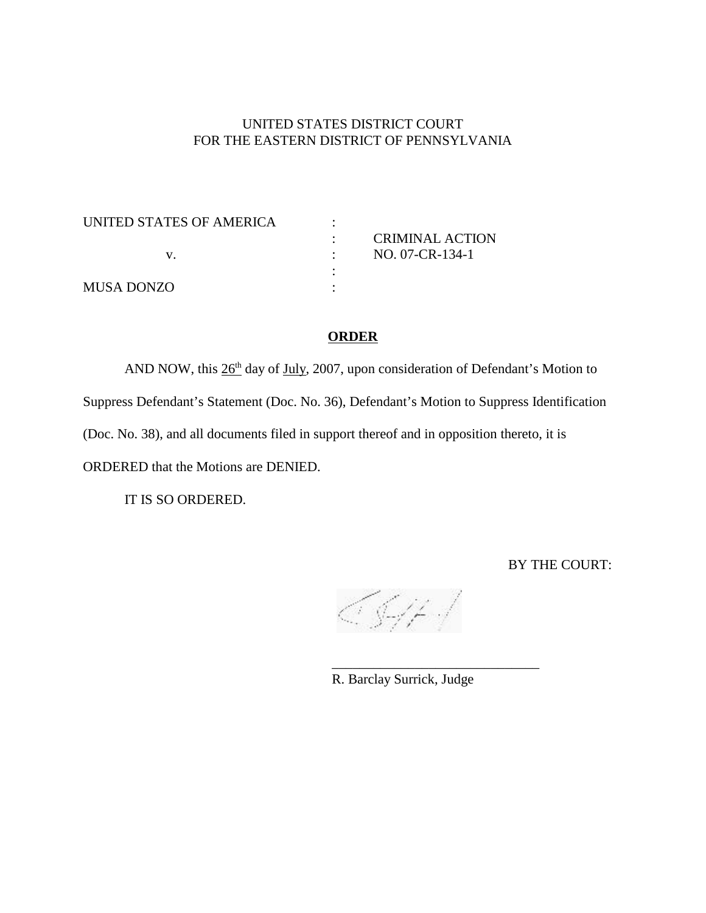UNITED STATES DISTRICT COURT
FOR THE EASTERN DISTRICT OF PENNSYLVANIA

| | | |
|---|---|---|
| UNITED STATES OF AMERICA | : | |
| | : | CRIMINAL ACTION |
| v. | : | NO. 07-CR-134-1 |
| | : | |
| MUSA DONZO | : | |

**ORDER**

AND NOW, this 26th day of July, 2007, upon consideration of Defendant's Motion to Suppress Defendant's Statement (Doc. No. 36), Defendant's Motion to Suppress Identification (Doc. No. 38), and all documents filed in support thereof and in opposition thereto, it is ORDERED that the Motions are DENIED.

IT IS SO ORDERED.

BY THE COURT:

_______________________________
R. Barclay Surrick, Judge